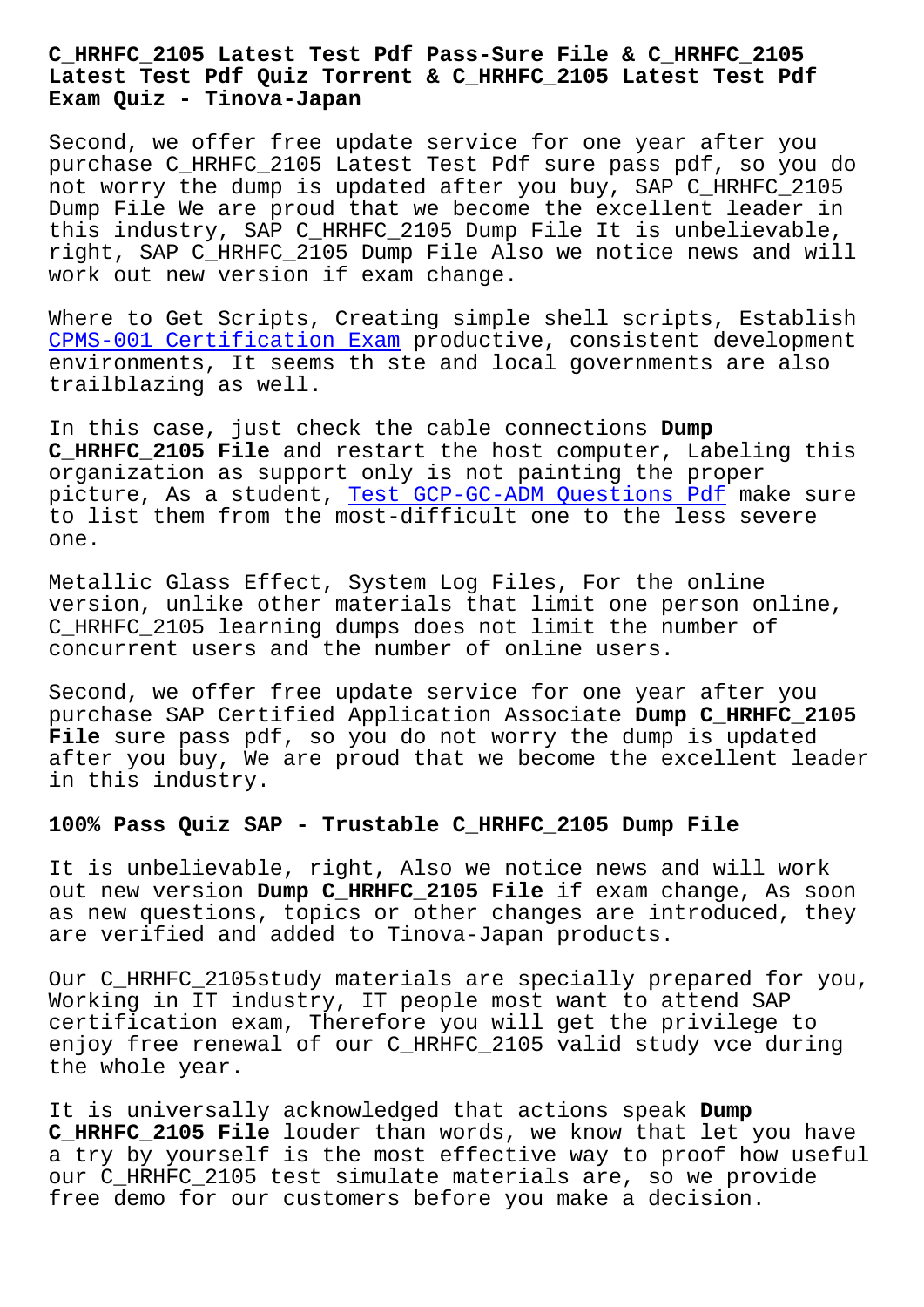# C_HRHFC_2105 Latest Test Pdf Pass-Sure File & C_HRHFC_2105 Latest Test Pdf Quiz Torrent & C_HRHFC_2105 Latest Test Pdf Exam Quiz - Tinova-Japan

Second, we offer free update service for one year after you purchase C_HRHFC_2105 Latest Test Pdf sure pass pdf, so you do not worry the dump is updated after you buy, SAP C_HRHFC_2105 Dump File We are proud that we become the excellent leader in this industry, SAP C_HRHFC_2105 Dump File It is unbelievable, right, SAP C_HRHFC_2105 Dump File Also we notice news and will work out new version if exam change.

Where to Get Scripts, Creating simple shell scripts, Establish CPMS-001 Certification Exam productive, consistent development environments, It seems th ste and local governments are also trailblazing as well.

In this case, just check the cable connections **Dump C_HRHFC_2105 File** and restart the host computer, Labeling this organization as support only is not painting the proper picture, As a student, Test GCP-GC-ADM Questions Pdf make sure to list them from the most-difficult one to the less severe one.

Metallic Glass Effect, System Log Files, For the online version, unlike other materials that limit one person online, C_HRHFC_2105 learning dumps does not limit the number of concurrent users and the number of online users.

Second, we offer free update service for one year after you purchase SAP Certified Application Associate **Dump C_HRHFC_2105 File** sure pass pdf, so you do not worry the dump is updated after you buy, We are proud that we become the excellent leader in this industry.

## 100% Pass Quiz SAP - Trustable C_HRHFC_2105 Dump File

It is unbelievable, right, Also we notice news and will work out new version **Dump C_HRHFC_2105 File** if exam change, As soon as new questions, topics or other changes are introduced, they are verified and added to Tinova-Japan products.

Our C_HRHFC_2105study materials are specially prepared for you, Working in IT industry, IT people most want to attend SAP certification exam, Therefore you will get the privilege to enjoy free renewal of our C_HRHFC_2105 valid study vce during the whole year.

It is universally acknowledged that actions speak **Dump C_HRHFC_2105 File** louder than words, we know that let you have a try by yourself is the most effective way to proof how useful our C_HRHFC_2105 test simulate materials are, so we provide free demo for our customers before you make a decision.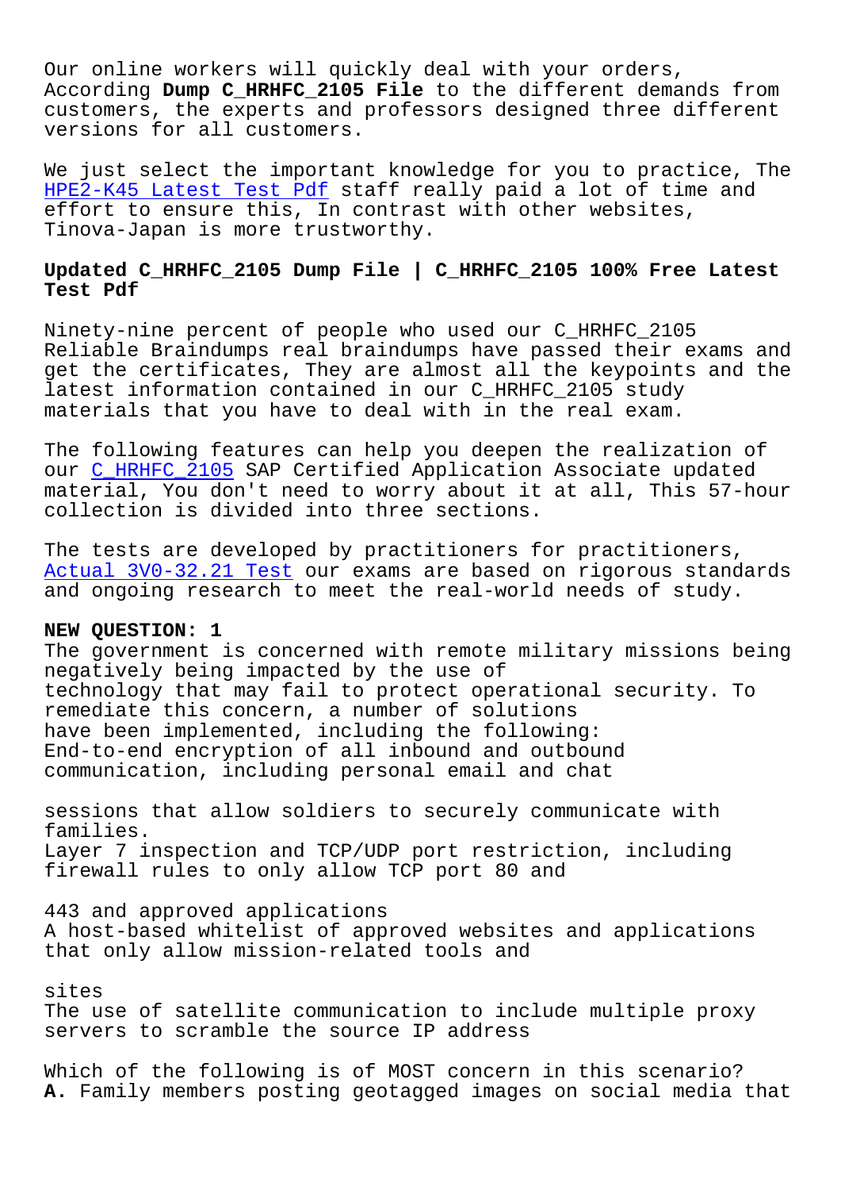Our online workers will quickly deal with your orders, According **Dump C_HRHFC_2105 File** to the different demands from customers, the experts and professors designed three different versions for all customers.

We just select the important knowledge for you to practice, The HPE2-K45 Latest Test Pdf staff really paid a lot of time and effort to ensure this, In contrast with other websites, Tinova-Japan is more trustworthy.

## Updated C_HRHFC_2105 Dump File | C_HRHFC_2105 100% Free Latest Test Pdf

Ninety-nine percent of people who used our C_HRHFC_2105 Reliable Braindumps real braindumps have passed their exams and get the certificates, They are almost all the keypoints and the latest information contained in our C_HRHFC_2105 study materials that you have to deal with in the real exam.

The following features can help you deepen the realization of our C_HRHFC_2105 SAP Certified Application Associate updated material, You don't need to worry about it at all, This 57-hour collection is divided into three sections.

The tests are developed by practitioners for practitioners, Actual 3V0-32.21 Test our exams are based on rigorous standards and ongoing research to meet the real-world needs of study.

**NEW QUESTION: 1**
The government is concerned with remote military missions being negatively being impacted by the use of technology that may fail to protect operational security. To remediate this concern, a number of solutions have been implemented, including the following:
End-to-end encryption of all inbound and outbound communication, including personal email and chat sessions that allow soldiers to securely communicate with families.
Layer 7 inspection and TCP/UDP port restriction, including firewall rules to only allow TCP port 80 and 443 and approved applications
A host-based whitelist of approved websites and applications that only allow mission-related tools and sites
The use of satellite communication to include multiple proxy servers to scramble the source IP address

Which of the following is of MOST concern in this scenario?
**A.** Family members posting geotagged images on social media that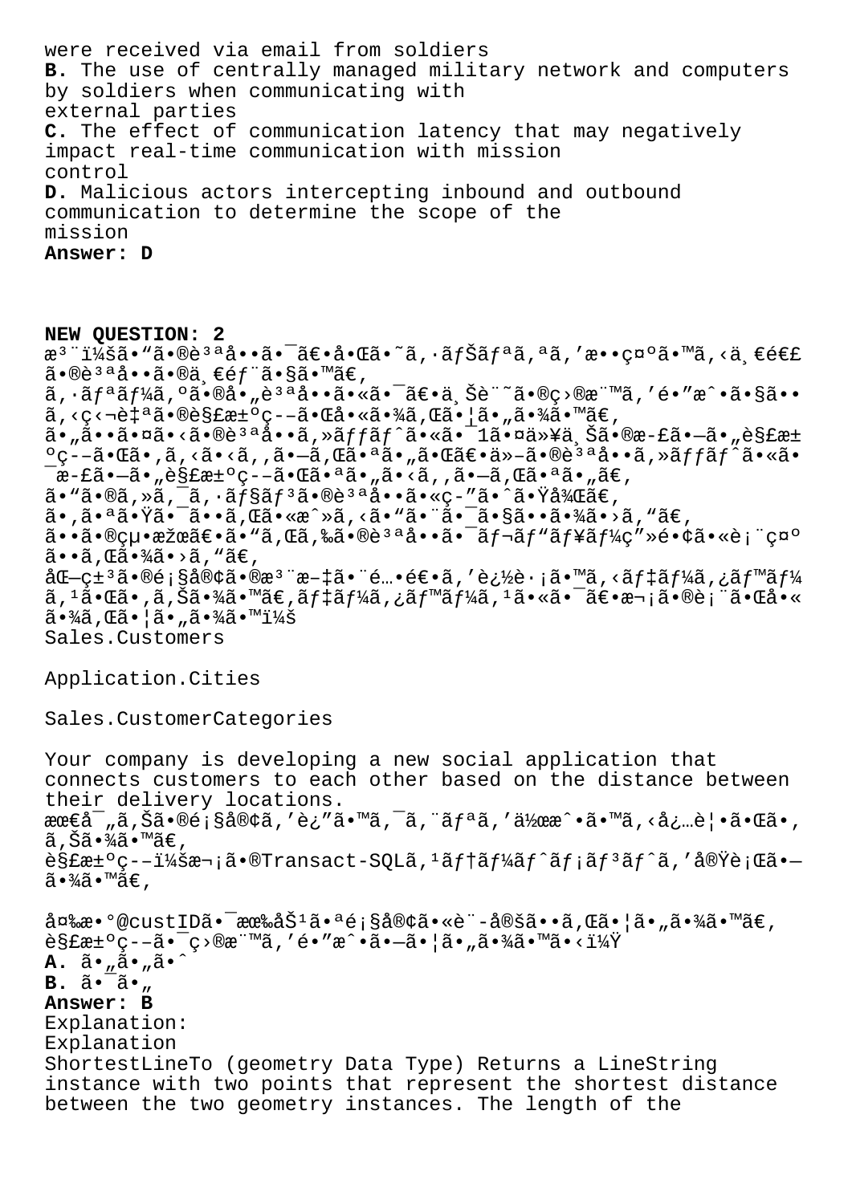were received via email from soldiers

**B.** The use of centrally managed military network and computers by soldiers when communicating with external parties

**C.** The effect of communication latency that may negatively impact real-time communication with mission control

**D.** Malicious actors intercepting inbound and outbound communication to determine the scope of the mission

**Answer: D**

**NEW QUESTION: 2**

æ³¨ï¼šã•“ã•®è³ªå••ã•¯ã€•å•Œã•˜ã,·ãƒŠãƒªã,ªã,'æ••ç¤ºã•™ã,‹ä¸€é€£ã•®è³ªå••ã•®ä¸€éƒ¨ã•§ã•™ã€,
ã,·ãƒªãƒ¼ã,ºã•®å•„è³ªå••ã•«ã•¯ã€•ä¸Šè¨˜ã•®ç›®æ¨™ã,'é•"æˆ•ã•§ã••ã,‹ç‹¬è‡ªã•®è§£æ±ºç--ã•Œå•«ã•¾ã,Œã•¦ã•"ã•¾ã•™ã€,
ã•"ã••ã•¤ã•‹ã•®è³ªå••ã,»ãƒƒãƒˆã•«ã•¯1ã•¤ä»¥ä¸Šã•®æ-£ã•—ã•"è§£æ±ºç--ã•Œã•,ã,‹ã•‹ã,,ã•—ã,Œã•ªã•"ã•Œã€•ä»-ã•®è³ªå••ã,»ãƒƒãƒˆã•«ã•¯æ-£ã•—ã•"è§£æ±ºç--ã•Œã•ªã•"ã•‹ã,,ã•—ã,Œã•ªã•"ã€,
ã•"ã•®ã,»ã,¯ã,·ãƒ§ãƒ³ã•®è³ªå••ã•«ç-"ã•ˆã•Ÿå¾Œã€,
ã•,ã•ªã•Ÿã•¯ã••ã,Œã•«æˆ»ã,‹ã•"ã•¨ã•¯ã•§ã••ã•¾ã•›ã,"ã€,
ã••ã•®çµ•æžœã€•ã•"ã,Œã,‰ã•®è³ªå••ã•¯ãƒ¬ãƒ"ãƒ¥ãƒ¼ç"»é•¢ã•«è¡¨ç¤ºã••ã,Œã•¾ã•›ã,"ã€,
åŒ—ç±³ã•®é¡§å®¢ã•®æ³¨æ–‡ã•¨é…•é€•ã,'追跡ã•™ã,‹ãƒ‡ãƒ¼ã,¿ãƒ™ãƒ¼ã,¹ã•Œã•,ã,Šã•¾ã•™ã€,ãƒ‡ãƒ¼ã,¿ãƒ™ãƒ¼ã,¹ã•«ã•¯ã€•次ã•®è¡¨ã•Œå•«ã•¾ã,Œã•¦ã•"ã•¾ã•™ï¼š

Sales.Customers

Application.Cities

Sales.CustomerCategories

Your company is developing a new social application that connects customers to each other based on the distance between their delivery locations.
æœ€å¯„ã,Šã•®é¡§å®¢ã,'è¿"ã•™ã,¯ã,¨ãƒªã,'作æˆ•ã•™ã,‹å¿…è¦•ã•Œã•,ã,Šã•¾ã•™ã€,
è§£æ±ºç--:次ã•®Transact-SQLã,¹ãƒ†ãƒ¼ãƒˆãƒ¡ãƒ³ãƒˆã,'実行ã•—ã•¾ã•™ã€,

変æ•°@custIDã•¯æœ‰åŠ¹ã•ªé¡§å®¢ã•«è¨-定ã••ã,Œã•¦ã•"ã•¾ã•™ã€,
è§£æ±ºç--ã•¯ç›®æ¨™ã,'é•"æˆ•ã•—ã•¦ã•"ã•¾ã•™ã•‹ï¼Ÿ

**A.** ã•"ã•"ã•ˆ

**B.** ã•¯ã•"

**Answer: B**

Explanation:

Explanation

ShortestLineTo (geometry Data Type) Returns a LineString instance with two points that represent the shortest distance between the two geometry instances. The length of the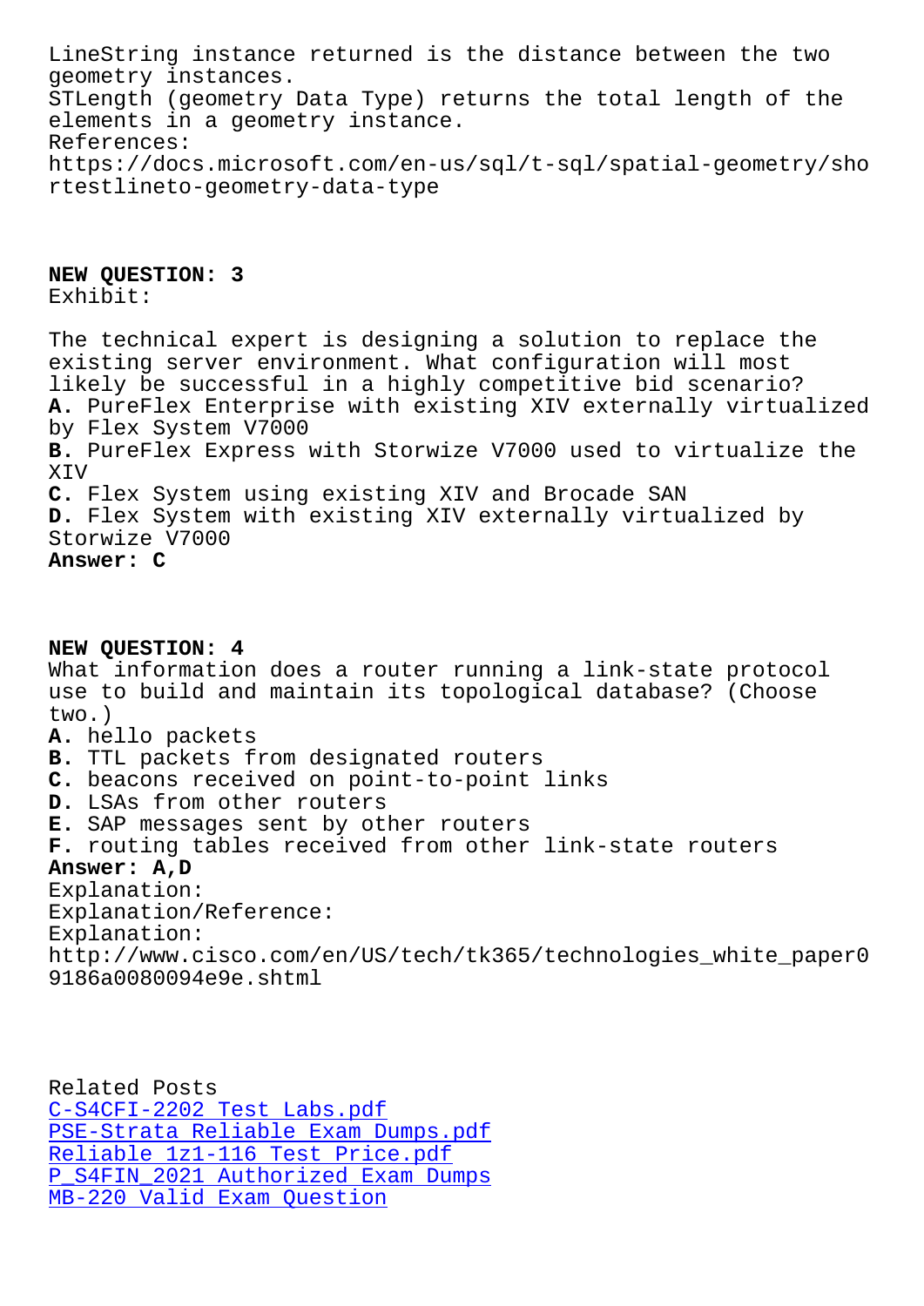LineString instance returned is the distance between the two geometry instances.
STLength (geometry Data Type) returns the total length of the elements in a geometry instance.
References:
https://docs.microsoft.com/en-us/sql/t-sql/spatial-geometry/shortestlineto-geometry-data-type

**NEW QUESTION: 3**
Exhibit:

The technical expert is designing a solution to replace the existing server environment. What configuration will most likely be successful in a highly competitive bid scenario?
**A.** PureFlex Enterprise with existing XIV externally virtualized by Flex System V7000
**B.** PureFlex Express with Storwize V7000 used to virtualize the XIV
**C.** Flex System using existing XIV and Brocade SAN
**D.** Flex System with existing XIV externally virtualized by Storwize V7000
**Answer: C**

**NEW QUESTION: 4**
What information does a router running a link-state protocol use to build and maintain its topological database? (Choose two.)
**A.** hello packets
**B.** TTL packets from designated routers
**C.** beacons received on point-to-point links
**D.** LSAs from other routers
**E.** SAP messages sent by other routers
**F.** routing tables received from other link-state routers
**Answer: A,D**
Explanation:
Explanation/Reference:
Explanation:
http://www.cisco.com/en/US/tech/tk365/technologies_white_paper09186a0080094e9e.shtml

Related Posts
C-S4CFI-2202 Test Labs.pdf
PSE-Strata Reliable Exam Dumps.pdf
Reliable 1z1-116 Test Price.pdf
P_S4FIN_2021 Authorized Exam Dumps
MB-220 Valid Exam Question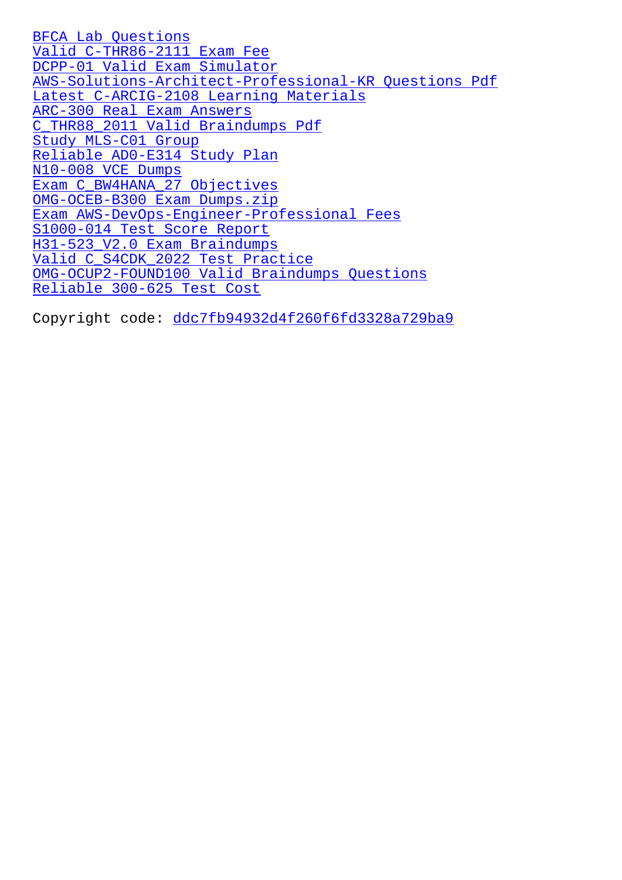BFCA Lab Questions
Valid C-THR86-2111 Exam Fee
DCPP-01 Valid Exam Simulator
AWS-Solutions-Architect-Professional-KR Questions Pdf
Latest C-ARCIG-2108 Learning Materials
ARC-300 Real Exam Answers
C_THR88_2011 Valid Braindumps Pdf
Study MLS-C01 Group
Reliable AD0-E314 Study Plan
N10-008 VCE Dumps
Exam C_BW4HANA_27 Objectives
OMG-OCEB-B300 Exam Dumps.zip
Exam AWS-DevOps-Engineer-Professional Fees
S1000-014 Test Score Report
H31-523_V2.0 Exam Braindumps
Valid C_S4CDK_2022 Test Practice
OMG-OCUP2-FOUND100 Valid Braindumps Questions
Reliable 300-625 Test Cost

Copyright code: ddc7fb94932d4f260f6fd3328a729ba9